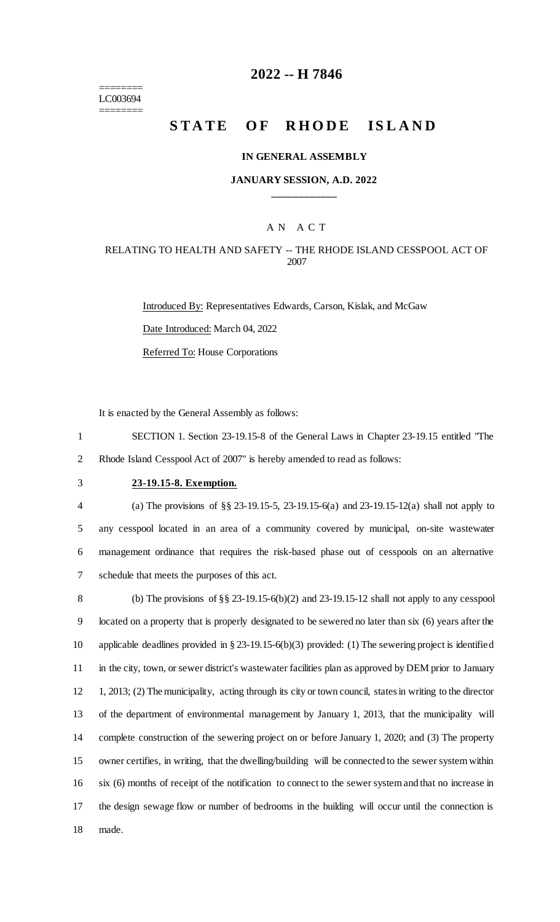========
LC003694
========

# 2022 -- H 7846

# STATE OF RHODE ISLAND

**IN GENERAL ASSEMBLY**

**JANUARY SESSION, A.D. 2022**

\_\_\_\_\_\_\_\_\_\_\_\_

A N A C T

RELATING TO HEALTH AND SAFETY -- THE RHODE ISLAND CESSPOOL ACT OF 2007

Introduced By: Representatives Edwards, Carson, Kislak, and McGaw

Date Introduced: March 04, 2022

Referred To: House Corporations

It is enacted by the General Assembly as follows:

1 SECTION 1. Section 23-19.15-8 of the General Laws in Chapter 23-19.15 entitled "The
2 Rhode Island Cesspool Act of 2007" is hereby amended to read as follows:

3 **23-19.15-8. Exemption.**

4 (a) The provisions of §§ 23-19.15-5, 23-19.15-6(a) and 23-19.15-12(a) shall not apply to
5 any cesspool located in an area of a community covered by municipal, on-site wastewater
6 management ordinance that requires the risk-based phase out of cesspools on an alternative
7 schedule that meets the purposes of this act.

8 (b) The provisions of §§ 23-19.15-6(b)(2) and 23-19.15-12 shall not apply to any cesspool
9 located on a property that is properly designated to be sewered no later than six (6) years after the
10 applicable deadlines provided in § 23-19.15-6(b)(3) provided: (1) The sewering project is identified
11 in the city, town, or sewer district's wastewater facilities plan as approved by DEM prior to January
12 1, 2013; (2) The municipality, acting through its city or town council, states in writing to the director
13 of the department of environmental management by January 1, 2013, that the municipality will
14 complete construction of the sewering project on or before January 1, 2020; and (3) The property
15 owner certifies, in writing, that the dwelling/building will be connected to the sewer system within
16 six (6) months of receipt of the notification to connect to the sewer system and that no increase in
17 the design sewage flow or number of bedrooms in the building will occur until the connection is
18 made.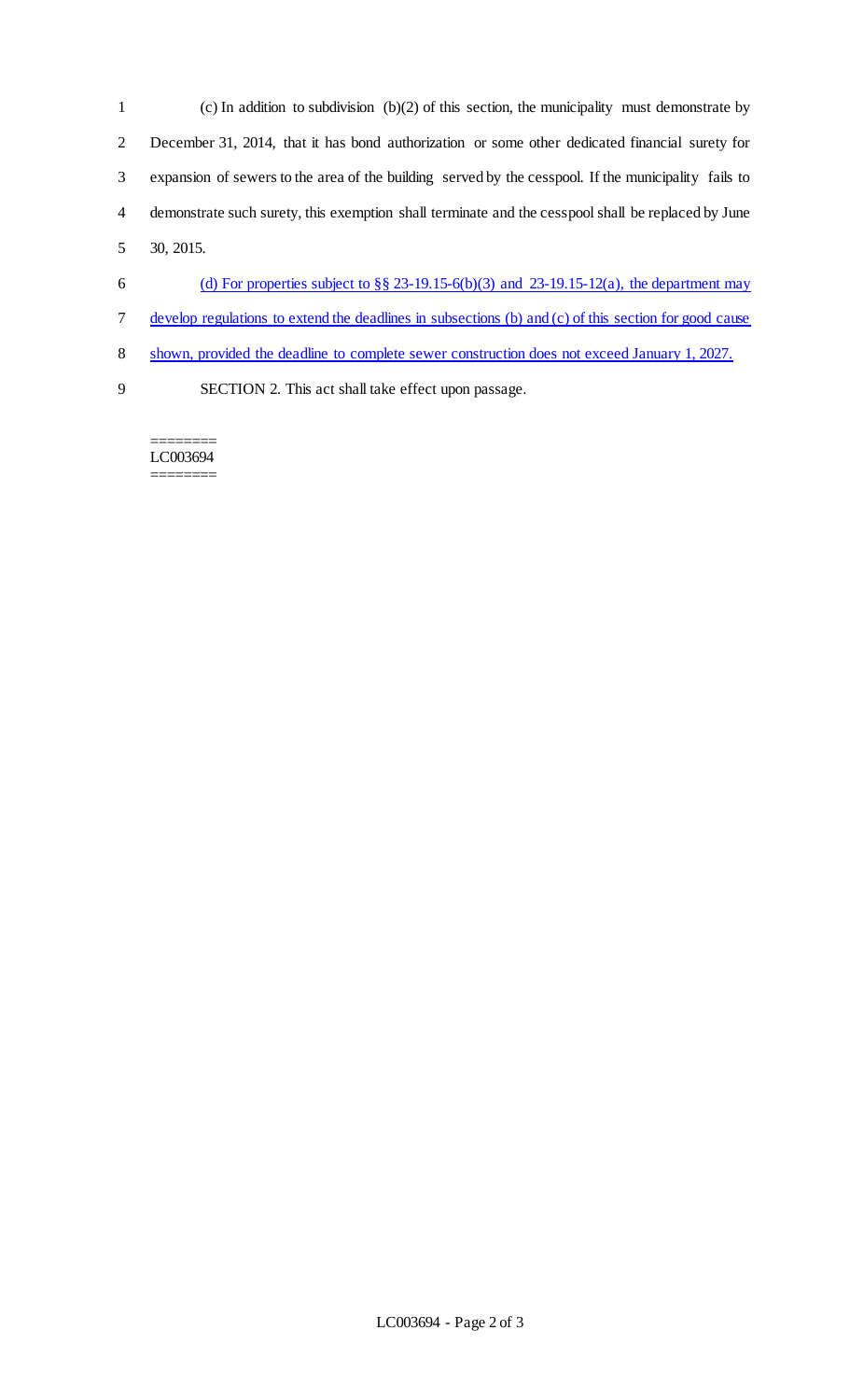(c) In addition to subdivision (b)(2) of this section, the municipality must demonstrate by December 31, 2014, that it has bond authorization or some other dedicated financial surety for expansion of sewers to the area of the building served by the cesspool. If the municipality fails to demonstrate such surety, this exemption shall terminate and the cesspool shall be replaced by June 30, 2015.

(d) For properties subject to §§ 23-19.15-6(b)(3) and 23-19.15-12(a), the department may develop regulations to extend the deadlines in subsections (b) and (c) of this section for good cause shown, provided the deadline to complete sewer construction does not exceed January 1, 2027.

SECTION 2. This act shall take effect upon passage.

========
LC003694
========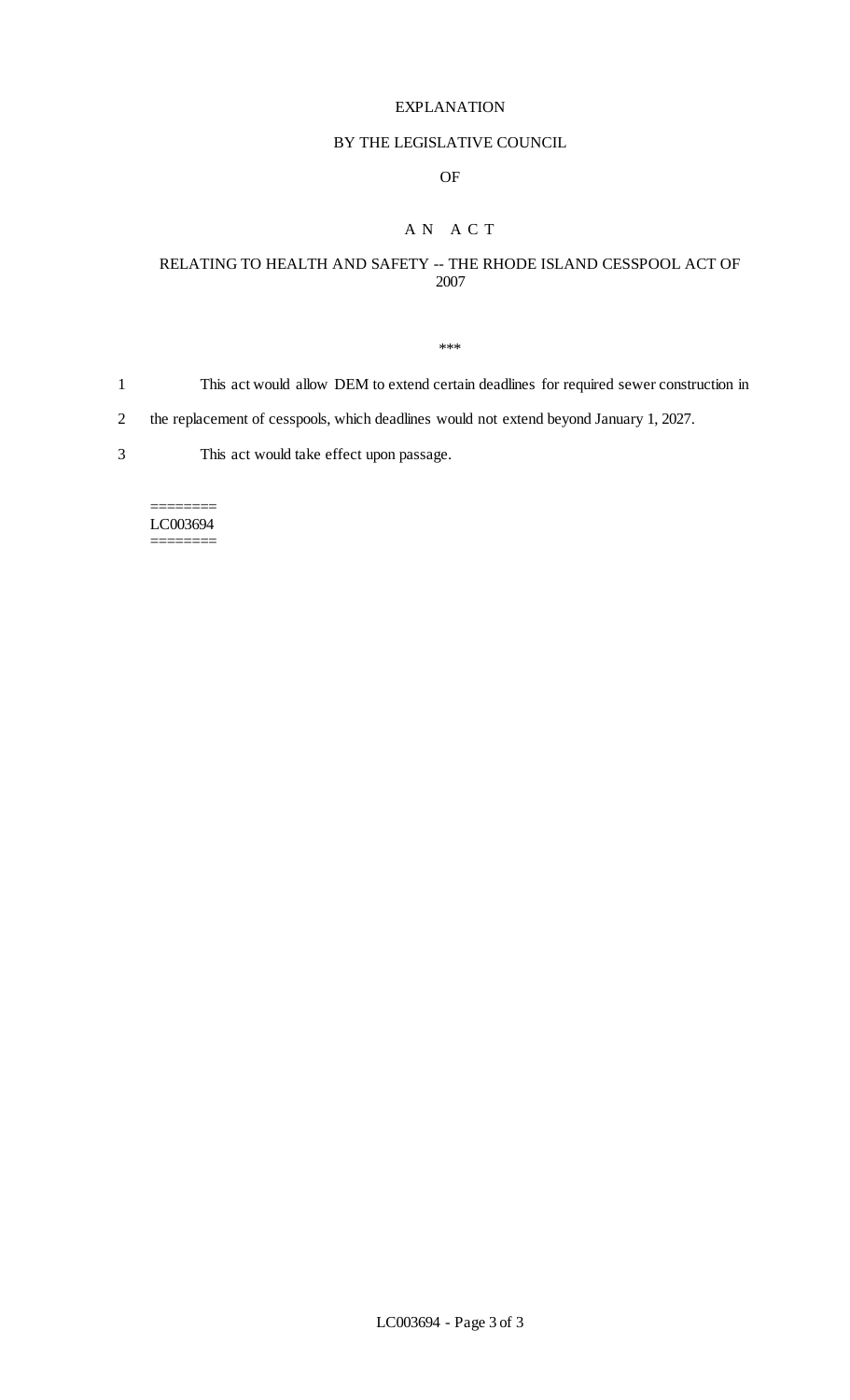EXPLANATION

BY THE LEGISLATIVE COUNCIL

OF

A N A C T

RELATING TO HEALTH AND SAFETY -- THE RHODE ISLAND CESSPOOL ACT OF 2007

\*\*\*

This act would allow DEM to extend certain deadlines for required sewer construction in the replacement of cesspools, which deadlines would not extend beyond January 1, 2027.

This act would take effect upon passage.

========
LC003694
========